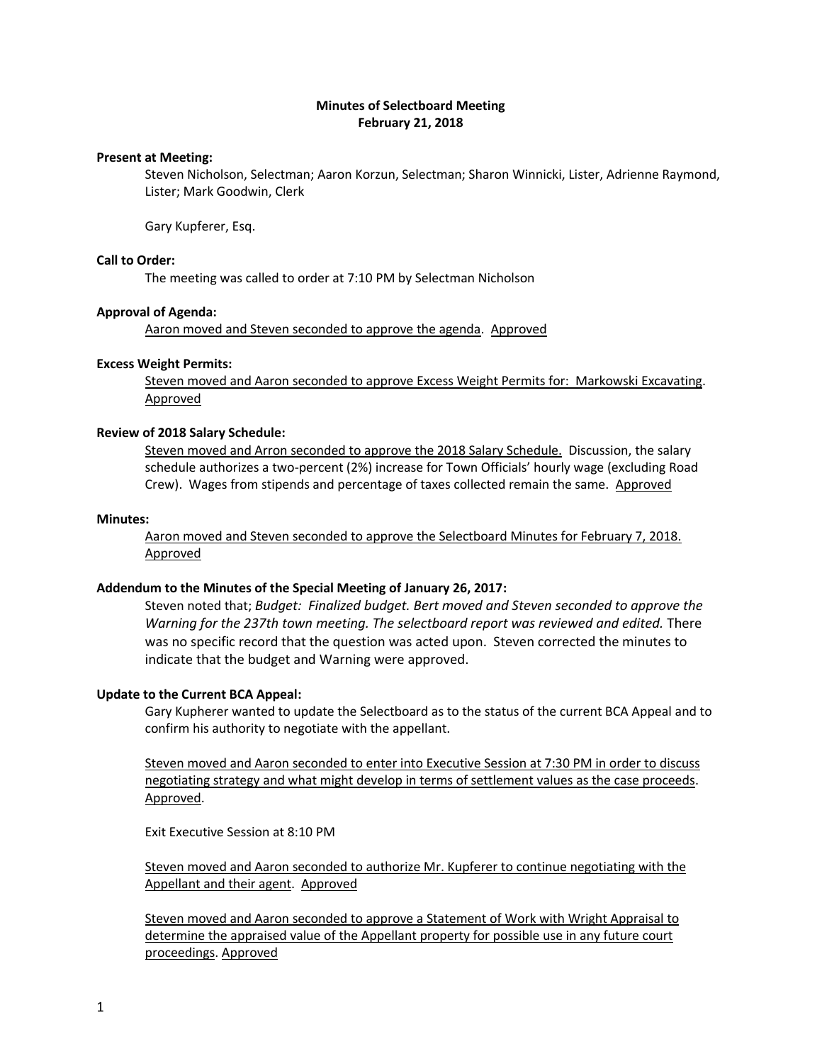**Minutes of Selectboard Meeting**
**February 21, 2018**

**Present at Meeting:**

Steven Nicholson, Selectman; Aaron Korzun, Selectman; Sharon Winnicki, Lister, Adrienne Raymond, Lister; Mark Goodwin, Clerk

Gary Kupferer, Esq.

**Call to Order:**

The meeting was called to order at 7:10 PM by Selectman Nicholson

**Approval of Agenda:**

<u>Aaron moved and Steven seconded to approve the agenda</u>. <u>Approved</u>

**Excess Weight Permits:**

<u>Steven moved and Aaron seconded to approve Excess Weight Permits for: Markowski Excavating</u>. <u>Approved</u>

**Review of 2018 Salary Schedule:**

<u>Steven moved and Arron seconded to approve the 2018 Salary Schedule.</u> Discussion, the salary schedule authorizes a two-percent (2%) increase for Town Officials' hourly wage (excluding Road Crew). Wages from stipends and percentage of taxes collected remain the same. <u>Approved</u>

**Minutes:**

<u>Aaron moved and Steven seconded to approve the Selectboard Minutes for February 7, 2018.</u> <u>Approved</u>

**Addendum to the Minutes of the Special Meeting of January 26, 2017:**

Steven noted that; *Budget: Finalized budget. Bert moved and Steven seconded to approve the Warning for the 237th town meeting. The selectboard report was reviewed and edited.* There was no specific record that the question was acted upon. Steven corrected the minutes to indicate that the budget and Warning were approved.

**Update to the Current BCA Appeal:**

Gary Kupherer wanted to update the Selectboard as to the status of the current BCA Appeal and to confirm his authority to negotiate with the appellant.

<u>Steven moved and Aaron seconded to enter into Executive Session at 7:30 PM in order to discuss negotiating strategy and what might develop in terms of settlement values as the case proceeds</u>. <u>Approved</u>.

Exit Executive Session at 8:10 PM

<u>Steven moved and Aaron seconded to authorize Mr. Kupferer to continue negotiating with the Appellant and their agent</u>. <u>Approved</u>

<u>Steven moved and Aaron seconded to approve a Statement of Work with Wright Appraisal to determine the appraised value of the Appellant property for possible use in any future court proceedings</u>. <u>Approved</u>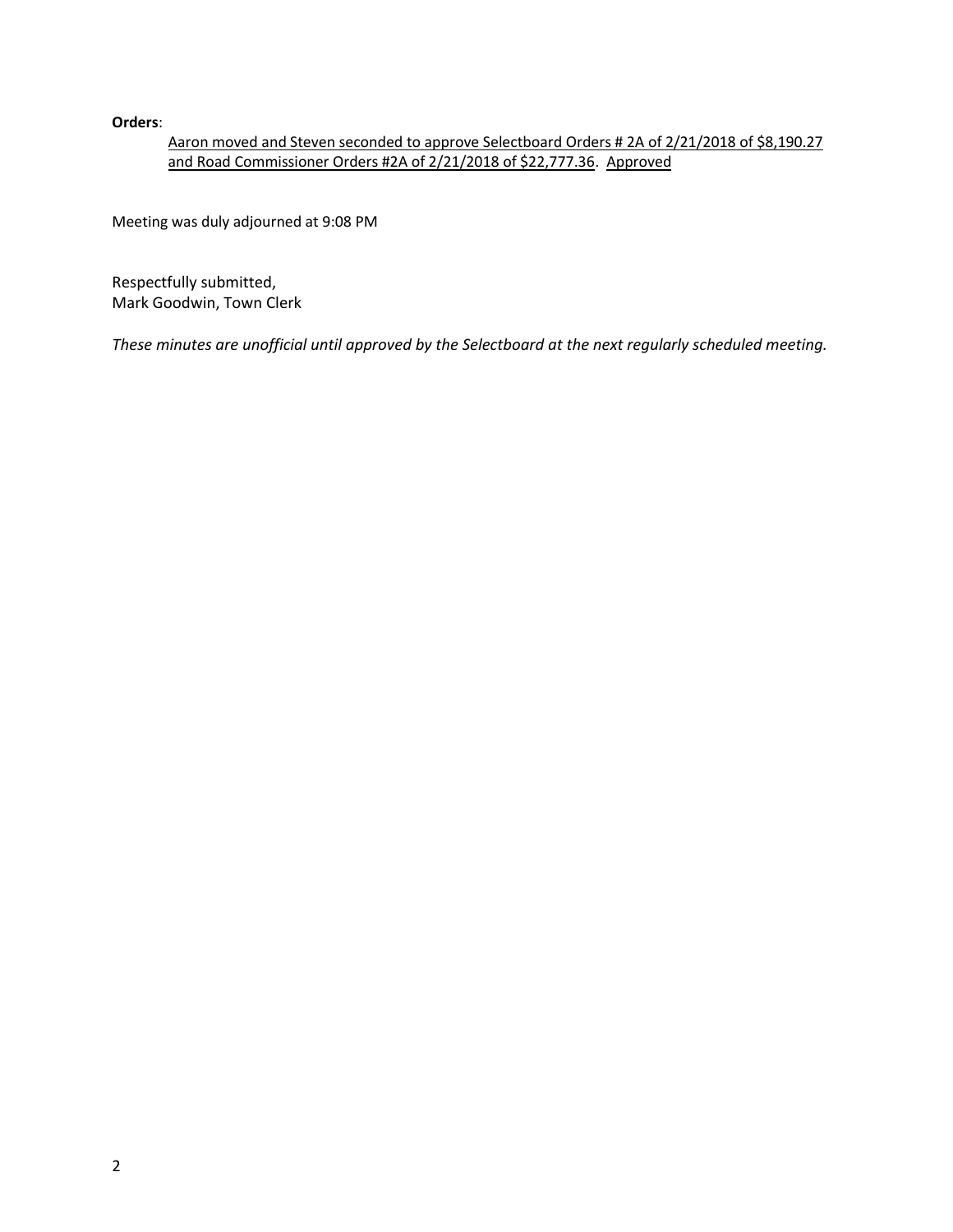**Orders**:

Aaron moved and Steven seconded to approve Selectboard Orders # 2A of 2/21/2018 of $8,190.27 and Road Commissioner Orders #2A of 2/21/2018 of $22,777.36. Approved

Meeting was duly adjourned at 9:08 PM

Respectfully submitted,
Mark Goodwin, Town Clerk

*These minutes are unofficial until approved by the Selectboard at the next regularly scheduled meeting.*